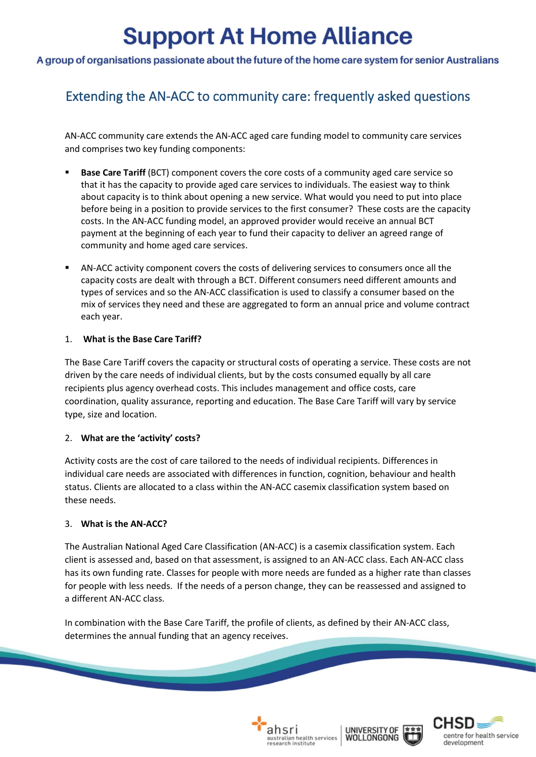# Support At Home Alliance

A group of organisations passionate about the future of the home care system for senior Australians

## Extending the AN-ACC to community care: frequently asked questions

AN-ACC community care extends the AN-ACC aged care funding model to community care services and comprises two key funding components:

- **Base Care Tariff** (BCT) component covers the core costs of a community aged care service so that it has the capacity to provide aged care services to individuals. The easiest way to think about capacity is to think about opening a new service. What would you need to put into place before being in a position to provide services to the first consumer? These costs are the capacity costs. In the AN-ACC funding model, an approved provider would receive an annual BCT payment at the beginning of each year to fund their capacity to deliver an agreed range of community and home aged care services.
- AN-ACC activity component covers the costs of delivering services to consumers once all the capacity costs are dealt with through a BCT. Different consumers need different amounts and types of services and so the AN-ACC classification is used to classify a consumer based on the mix of services they need and these are aggregated to form an annual price and volume contract each year.

### 1. What is the Base Care Tariff?

The Base Care Tariff covers the capacity or structural costs of operating a service. These costs are not driven by the care needs of individual clients, but by the costs consumed equally by all care recipients plus agency overhead costs. This includes management and office costs, care coordination, quality assurance, reporting and education. The Base Care Tariff will vary by service type, size and location.

### 2. What are the 'activity' costs?

Activity costs are the cost of care tailored to the needs of individual recipients. Differences in individual care needs are associated with differences in function, cognition, behaviour and health status. Clients are allocated to a class within the AN-ACC casemix classification system based on these needs.

### 3. What is the AN-ACC?

The Australian National Aged Care Classification (AN-ACC) is a casemix classification system. Each client is assessed and, based on that assessment, is assigned to an AN-ACC class. Each AN-ACC class has its own funding rate. Classes for people with more needs are funded as a higher rate than classes for people with less needs. If the needs of a person change, they can be reassessed and assigned to a different AN-ACC class.

In combination with the Base Care Tariff, the profile of clients, as defined by their AN-ACC class, determines the annual funding that an agency receives.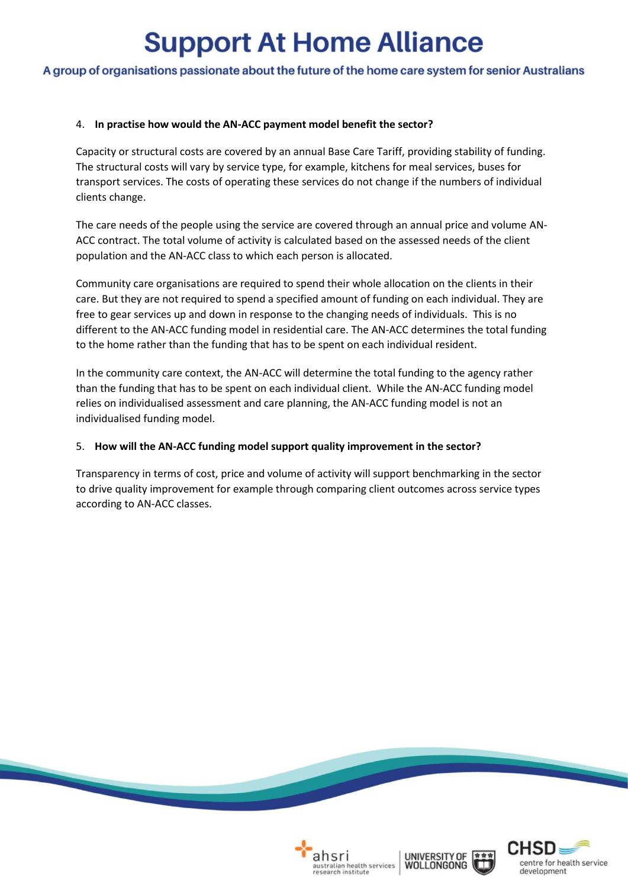4. **In practise how would the AN-ACC payment model benefit the sector?**

Capacity or structural costs are covered by an annual Base Care Tariff, providing stability of funding. The structural costs will vary by service type, for example, kitchens for meal services, buses for transport services. The costs of operating these services do not change if the numbers of individual clients change.

The care needs of the people using the service are covered through an annual price and volume AN-ACC contract. The total volume of activity is calculated based on the assessed needs of the client population and the AN-ACC class to which each person is allocated.

Community care organisations are required to spend their whole allocation on the clients in their care. But they are not required to spend a specified amount of funding on each individual. They are free to gear services up and down in response to the changing needs of individuals. This is no different to the AN-ACC funding model in residential care. The AN-ACC determines the total funding to the home rather than the funding that has to be spent on each individual resident.

In the community care context, the AN-ACC will determine the total funding to the agency rather than the funding that has to be spent on each individual client. While the AN-ACC funding model relies on individualised assessment and care planning, the AN-ACC funding model is not an individualised funding model.

5. **How will the AN-ACC funding model support quality improvement in the sector?**

Transparency in terms of cost, price and volume of activity will support benchmarking in the sector to drive quality improvement for example through comparing client outcomes across service types according to AN-ACC classes.